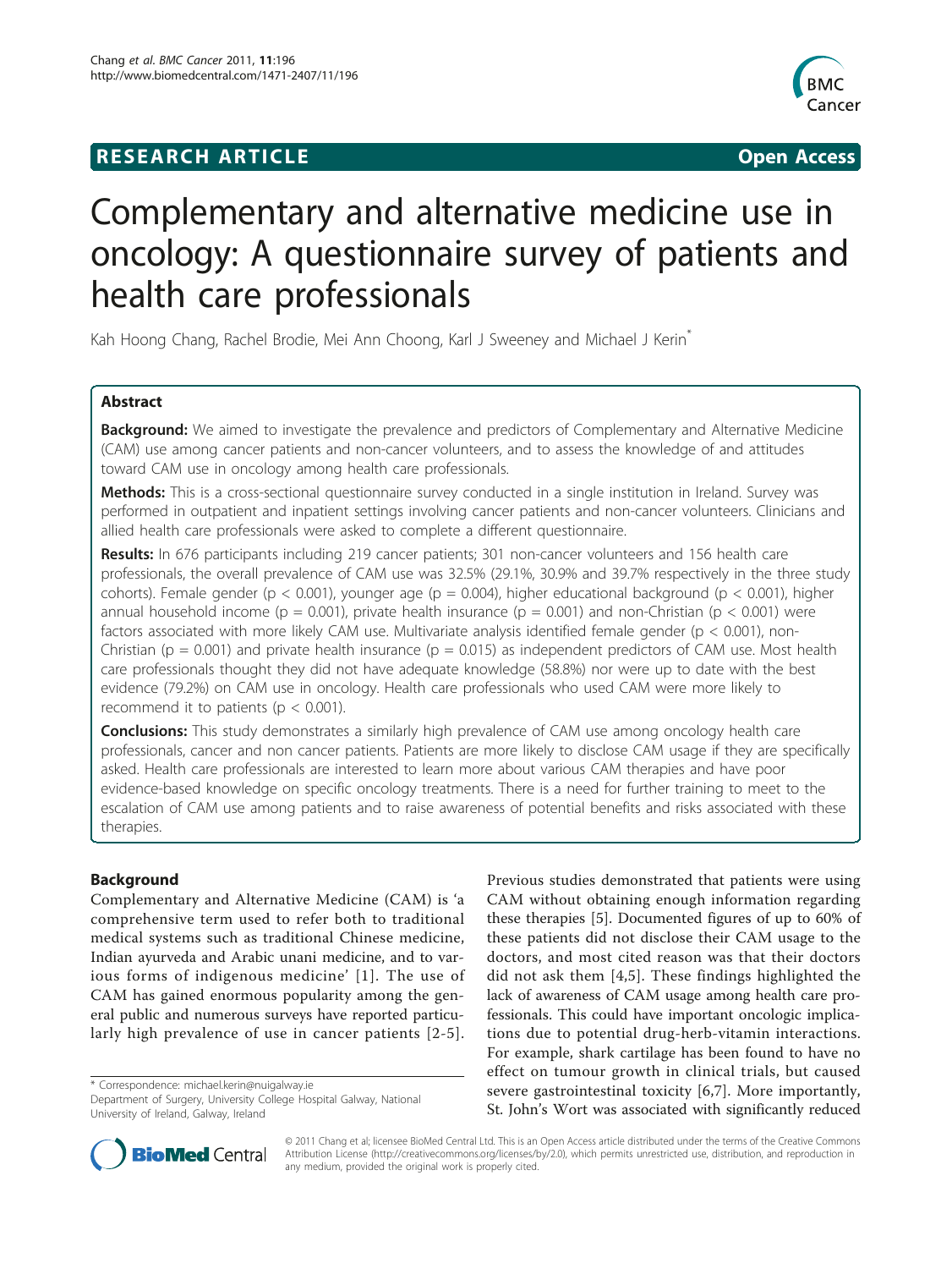# Complementary and alternative medicine use in oncology: A questionnaire survey of patients and health care professionals

Kah Hoong Chang, Rachel Brodie, Mei Ann Choong, Karl J Sweeney and Michael J Kerin*

## Abstract

**Background:** We aimed to investigate the prevalence and predictors of Complementary and Alternative Medicine (CAM) use among cancer patients and non-cancer volunteers, and to assess the knowledge of and attitudes toward CAM use in oncology among health care professionals.

**Methods:** This is a cross-sectional questionnaire survey conducted in a single institution in Ireland. Survey was performed in outpatient and inpatient settings involving cancer patients and non-cancer volunteers. Clinicians and allied health care professionals were asked to complete a different questionnaire.

**Results:** In 676 participants including 219 cancer patients; 301 non-cancer volunteers and 156 health care professionals, the overall prevalence of CAM use was 32.5% (29.1%, 30.9% and 39.7% respectively in the three study cohorts). Female gender ($p < 0.001$), younger age ($p = 0.004$), higher educational background ($p < 0.001$), higher annual household income ($p = 0.001$), private health insurance ($p = 0.001$) and non-Christian ($p < 0.001$) were factors associated with more likely CAM use. Multivariate analysis identified female gender ($p < 0.001$), non-Christian ($p = 0.001$) and private health insurance ($p = 0.015$) as independent predictors of CAM use. Most health care professionals thought they did not have adequate knowledge (58.8%) nor were up to date with the best evidence (79.2%) on CAM use in oncology. Health care professionals who used CAM were more likely to recommend it to patients ($p < 0.001$).

**Conclusions:** This study demonstrates a similarly high prevalence of CAM use among oncology health care professionals, cancer and non cancer patients. Patients are more likely to disclose CAM usage if they are specifically asked. Health care professionals are interested to learn more about various CAM therapies and have poor evidence-based knowledge on specific oncology treatments. There is a need for further training to meet to the escalation of CAM use among patients and to raise awareness of potential benefits and risks associated with these therapies.

## Background

Complementary and Alternative Medicine (CAM) is 'a comprehensive term used to refer both to traditional medical systems such as traditional Chinese medicine, Indian ayurveda and Arabic unani medicine, and to various forms of indigenous medicine' [1]. The use of CAM has gained enormous popularity among the general public and numerous surveys have reported particularly high prevalence of use in cancer patients [2-5]. Previous studies demonstrated that patients were using CAM without obtaining enough information regarding these therapies [5]. Documented figures of up to 60% of these patients did not disclose their CAM usage to the doctors, and most cited reason was that their doctors did not ask them [4,5]. These findings highlighted the lack of awareness of CAM usage among health care professionals. This could have important oncologic implications due to potential drug-herb-vitamin interactions. For example, shark cartilage has been found to have no effect on tumour growth in clinical trials, but caused severe gastrointestinal toxicity [6,7]. More importantly, St. John's Wort was associated with significantly reduced

\* Correspondence: michael.kerin@nuigalway.ie
Department of Surgery, University College Hospital Galway, National University of Ireland, Galway, Ireland

© 2011 Chang et al; licensee BioMed Central Ltd. This is an Open Access article distributed under the terms of the Creative Commons Attribution License (http://creativecommons.org/licenses/by/2.0), which permits unrestricted use, distribution, and reproduction in any medium, provided the original work is properly cited.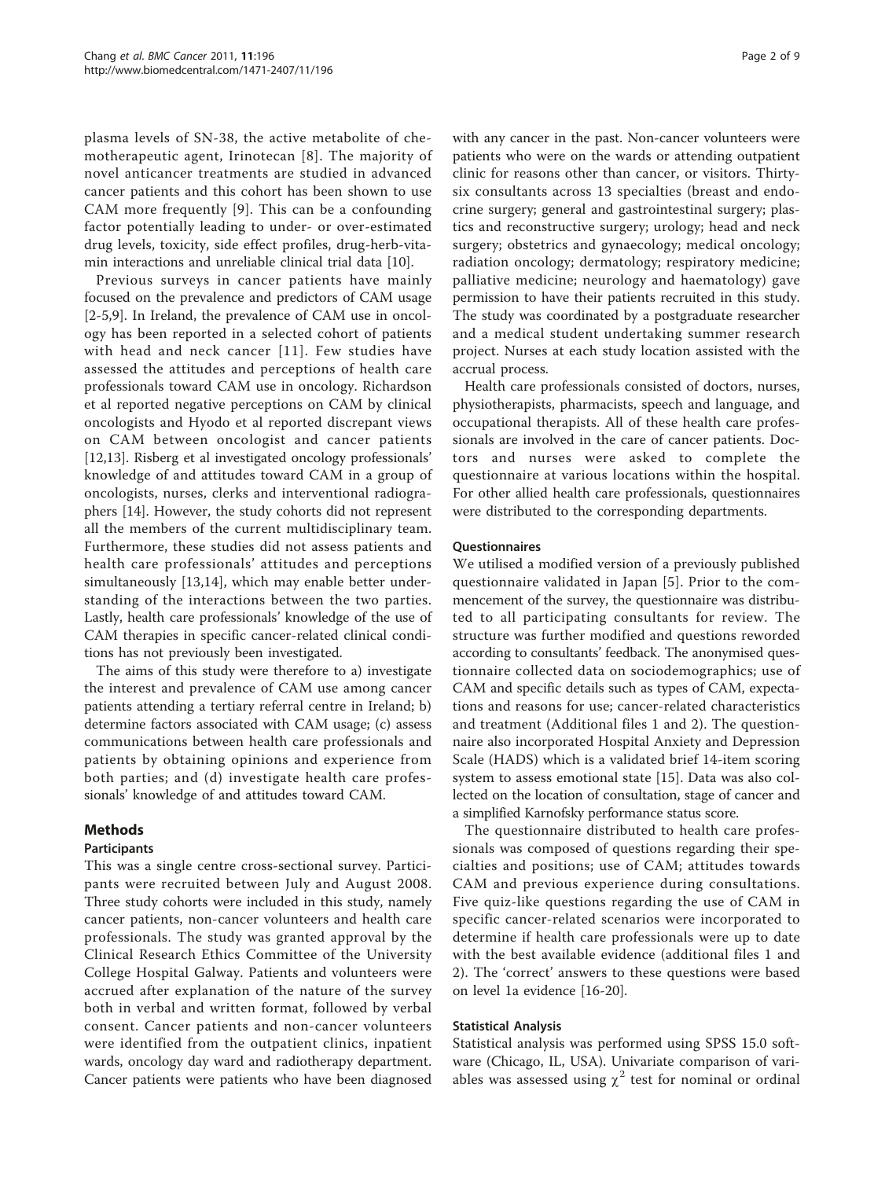plasma levels of SN-38, the active metabolite of chemotherapeutic agent, Irinotecan [8]. The majority of novel anticancer treatments are studied in advanced cancer patients and this cohort has been shown to use CAM more frequently [9]. This can be a confounding factor potentially leading to under- or over-estimated drug levels, toxicity, side effect profiles, drug-herb-vitamin interactions and unreliable clinical trial data [10].

Previous surveys in cancer patients have mainly focused on the prevalence and predictors of CAM usage [2-5,9]. In Ireland, the prevalence of CAM use in oncology has been reported in a selected cohort of patients with head and neck cancer [11]. Few studies have assessed the attitudes and perceptions of health care professionals toward CAM use in oncology. Richardson et al reported negative perceptions on CAM by clinical oncologists and Hyodo et al reported discrepant views on CAM between oncologist and cancer patients [12,13]. Risberg et al investigated oncology professionals' knowledge of and attitudes toward CAM in a group of oncologists, nurses, clerks and interventional radiographers [14]. However, the study cohorts did not represent all the members of the current multidisciplinary team. Furthermore, these studies did not assess patients and health care professionals' attitudes and perceptions simultaneously [13,14], which may enable better understanding of the interactions between the two parties. Lastly, health care professionals' knowledge of the use of CAM therapies in specific cancer-related clinical conditions has not previously been investigated.

The aims of this study were therefore to a) investigate the interest and prevalence of CAM use among cancer patients attending a tertiary referral centre in Ireland; b) determine factors associated with CAM usage; (c) assess communications between health care professionals and patients by obtaining opinions and experience from both parties; and (d) investigate health care professionals' knowledge of and attitudes toward CAM.

## Methods

### Participants

This was a single centre cross-sectional survey. Participants were recruited between July and August 2008. Three study cohorts were included in this study, namely cancer patients, non-cancer volunteers and health care professionals. The study was granted approval by the Clinical Research Ethics Committee of the University College Hospital Galway. Patients and volunteers were accrued after explanation of the nature of the survey both in verbal and written format, followed by verbal consent. Cancer patients and non-cancer volunteers were identified from the outpatient clinics, inpatient wards, oncology day ward and radiotherapy department. Cancer patients were patients who have been diagnosed with any cancer in the past. Non-cancer volunteers were patients who were on the wards or attending outpatient clinic for reasons other than cancer, or visitors. Thirty-six consultants across 13 specialties (breast and endocrine surgery; general and gastrointestinal surgery; plastics and reconstructive surgery; urology; head and neck surgery; obstetrics and gynaecology; medical oncology; radiation oncology; dermatology; respiratory medicine; palliative medicine; neurology and haematology) gave permission to have their patients recruited in this study. The study was coordinated by a postgraduate researcher and a medical student undertaking summer research project. Nurses at each study location assisted with the accrual process.

Health care professionals consisted of doctors, nurses, physiotherapists, pharmacists, speech and language, and occupational therapists. All of these health care professionals are involved in the care of cancer patients. Doctors and nurses were asked to complete the questionnaire at various locations within the hospital. For other allied health care professionals, questionnaires were distributed to the corresponding departments.

### Questionnaires

We utilised a modified version of a previously published questionnaire validated in Japan [5]. Prior to the commencement of the survey, the questionnaire was distributed to all participating consultants for review. The structure was further modified and questions reworded according to consultants' feedback. The anonymised questionnaire collected data on sociodemographics; use of CAM and specific details such as types of CAM, expectations and reasons for use; cancer-related characteristics and treatment (Additional files 1 and 2). The questionnaire also incorporated Hospital Anxiety and Depression Scale (HADS) which is a validated brief 14-item scoring system to assess emotional state [15]. Data was also collected on the location of consultation, stage of cancer and a simplified Karnofsky performance status score.

The questionnaire distributed to health care professionals was composed of questions regarding their specialties and positions; use of CAM; attitudes towards CAM and previous experience during consultations. Five quiz-like questions regarding the use of CAM in specific cancer-related scenarios were incorporated to determine if health care professionals were up to date with the best available evidence (additional files 1 and 2). The 'correct' answers to these questions were based on level 1a evidence [16-20].

### Statistical Analysis

Statistical analysis was performed using SPSS 15.0 software (Chicago, IL, USA). Univariate comparison of variables was assessed using $\chi^2$ test for nominal or ordinal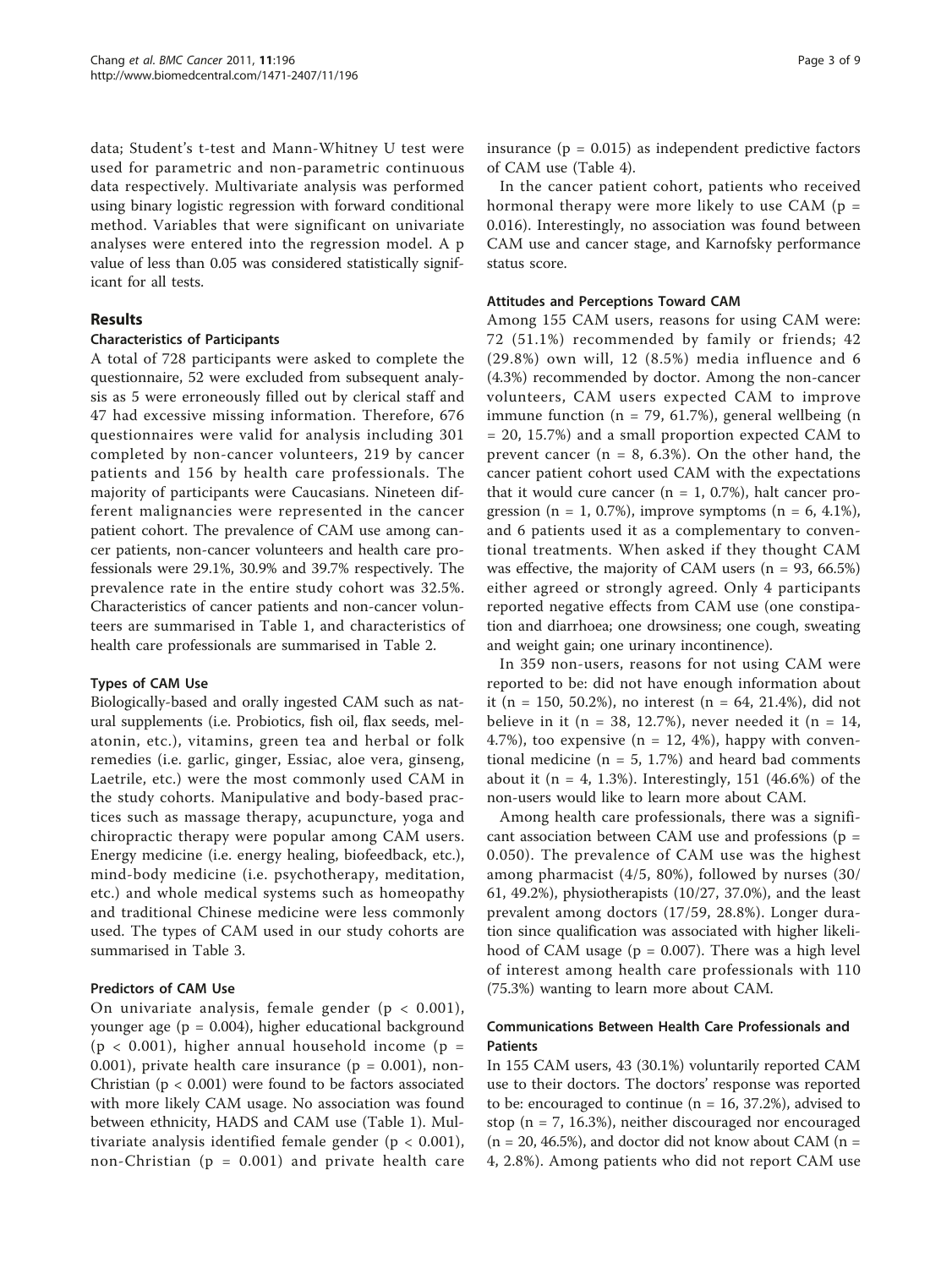data; Student's t-test and Mann-Whitney U test were used for parametric and non-parametric continuous data respectively. Multivariate analysis was performed using binary logistic regression with forward conditional method. Variables that were significant on univariate analyses were entered into the regression model. A p value of less than 0.05 was considered statistically significant for all tests.

## Results

### Characteristics of Participants

A total of 728 participants were asked to complete the questionnaire, 52 were excluded from subsequent analysis as 5 were erroneously filled out by clerical staff and 47 had excessive missing information. Therefore, 676 questionnaires were valid for analysis including 301 completed by non-cancer volunteers, 219 by cancer patients and 156 by health care professionals. The majority of participants were Caucasians. Nineteen different malignancies were represented in the cancer patient cohort. The prevalence of CAM use among cancer patients, non-cancer volunteers and health care professionals were 29.1%, 30.9% and 39.7% respectively. The prevalence rate in the entire study cohort was 32.5%. Characteristics of cancer patients and non-cancer volunteers are summarised in Table 1, and characteristics of health care professionals are summarised in Table 2.

### Types of CAM Use

Biologically-based and orally ingested CAM such as natural supplements (i.e. Probiotics, fish oil, flax seeds, melatonin, etc.), vitamins, green tea and herbal or folk remedies (i.e. garlic, ginger, Essiac, aloe vera, ginseng, Laetrile, etc.) were the most commonly used CAM in the study cohorts. Manipulative and body-based practices such as massage therapy, acupuncture, yoga and chiropractic therapy were popular among CAM users. Energy medicine (i.e. energy healing, biofeedback, etc.), mind-body medicine (i.e. psychotherapy, meditation, etc.) and whole medical systems such as homeopathy and traditional Chinese medicine were less commonly used. The types of CAM used in our study cohorts are summarised in Table 3.

### Predictors of CAM Use

On univariate analysis, female gender ($p < 0.001$), younger age ($p = 0.004$), higher educational background ($p < 0.001$), higher annual household income ($p = 0.001$), private health care insurance ($p = 0.001$), non-Christian ($p < 0.001$) were found to be factors associated with more likely CAM usage. No association was found between ethnicity, HADS and CAM use (Table 1). Multivariate analysis identified female gender ($p < 0.001$), non-Christian ($p = 0.001$) and private health care insurance ($p = 0.015$) as independent predictive factors of CAM use (Table 4).

In the cancer patient cohort, patients who received hormonal therapy were more likely to use CAM ($p = 0.016$). Interestingly, no association was found between CAM use and cancer stage, and Karnofsky performance status score.

### Attitudes and Perceptions Toward CAM

Among 155 CAM users, reasons for using CAM were: 72 (51.1%) recommended by family or friends; 42 (29.8%) own will, 12 (8.5%) media influence and 6 (4.3%) recommended by doctor. Among the non-cancer volunteers, CAM users expected CAM to improve immune function (n = 79, 61.7%), general wellbeing (n = 20, 15.7%) and a small proportion expected CAM to prevent cancer (n = 8, 6.3%). On the other hand, the cancer patient cohort used CAM with the expectations that it would cure cancer (n = 1, 0.7%), halt cancer progression (n = 1, 0.7%), improve symptoms (n = 6, 4.1%), and 6 patients used it as a complementary to conventional treatments. When asked if they thought CAM was effective, the majority of CAM users (n = 93, 66.5%) either agreed or strongly agreed. Only 4 participants reported negative effects from CAM use (one constipation and diarrhoea; one drowsiness; one cough, sweating and weight gain; one urinary incontinence).

In 359 non-users, reasons for not using CAM were reported to be: did not have enough information about it (n = 150, 50.2%), no interest (n = 64, 21.4%), did not believe in it (n = 38, 12.7%), never needed it (n = 14, 4.7%), too expensive (n = 12, 4%), happy with conventional medicine (n = 5, 1.7%) and heard bad comments about it (n = 4, 1.3%). Interestingly, 151 (46.6%) of the non-users would like to learn more about CAM.

Among health care professionals, there was a significant association between CAM use and professions ($p = 0.050$). The prevalence of CAM use was the highest among pharmacist (4/5, 80%), followed by nurses (30/61, 49.2%), physiotherapists (10/27, 37.0%), and the least prevalent among doctors (17/59, 28.8%). Longer duration since qualification was associated with higher likelihood of CAM usage ($p = 0.007$). There was a high level of interest among health care professionals with 110 (75.3%) wanting to learn more about CAM.

### Communications Between Health Care Professionals and Patients

In 155 CAM users, 43 (30.1%) voluntarily reported CAM use to their doctors. The doctors' response was reported to be: encouraged to continue (n = 16, 37.2%), advised to stop (n = 7, 16.3%), neither discouraged nor encouraged (n = 20, 46.5%), and doctor did not know about CAM (n = 4, 2.8%). Among patients who did not report CAM use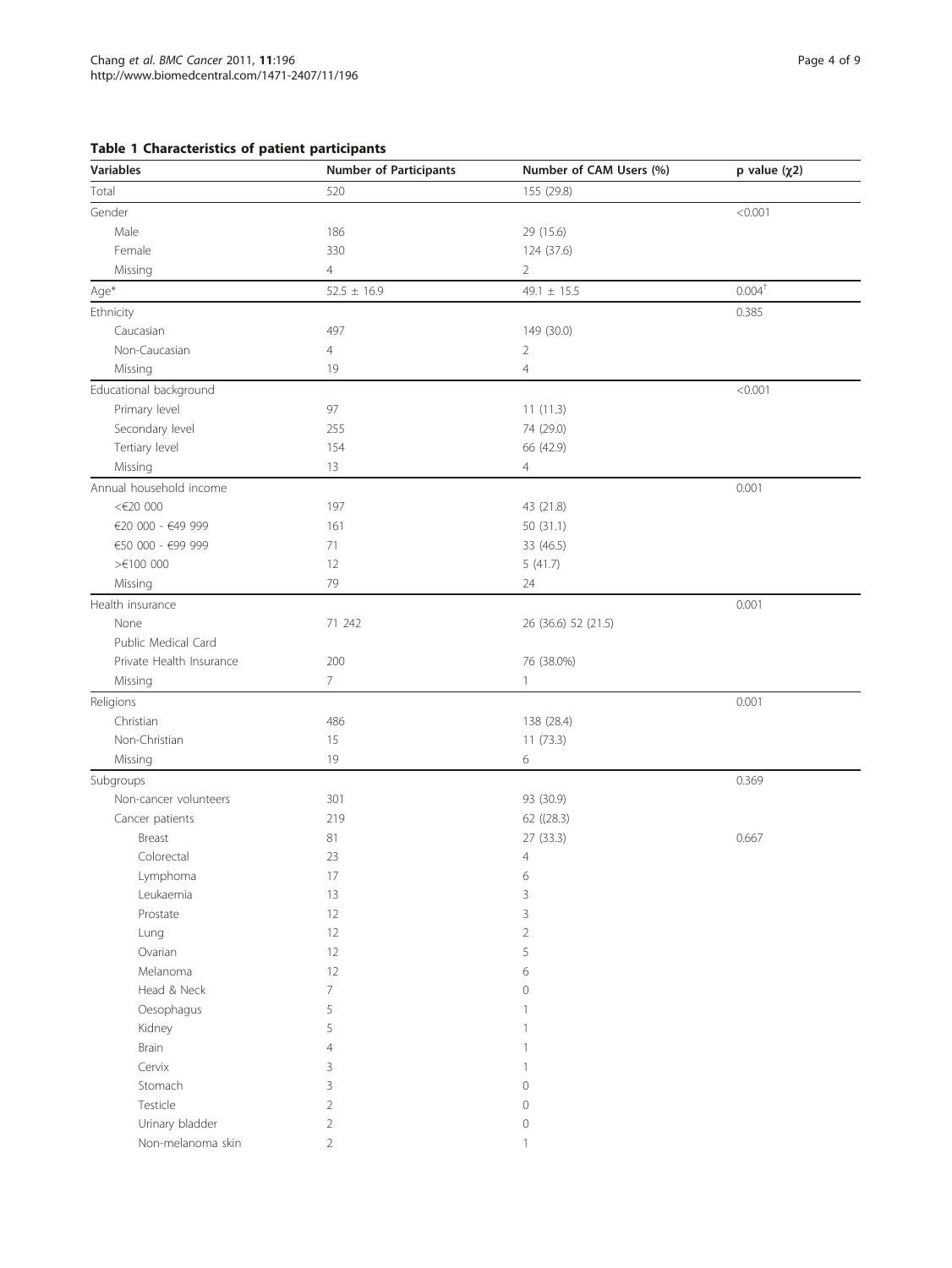**Table 1 Characteristics of patient participants**

| Variables | Number of Participants | Number of CAM Users (%) | p value ($\chi 2$) |
|---|---|---|---|
| Total | 520 | 155 (29.8) | |
| Gender | | | <0.001 |
| Male | 186 | 29 (15.6) | |
| Female | 330 | 124 (37.6) | |
| Missing | 4 | 2 | |
| Age* | 52.5 ± 16.9 | 49.1 ± 15.5 | 0.004[†] |
| Ethnicity | | | 0.385 |
| Caucasian | 497 | 149 (30.0) | |
| Non-Caucasian | 4 | 2 | |
| Missing | 19 | 4 | |
| Educational background | | | <0.001 |
| Primary level | 97 | 11 (11.3) | |
| Secondary level | 255 | 74 (29.0) | |
| Tertiary level | 154 | 66 (42.9) | |
| Missing | 13 | 4 | |
| Annual household income | | | 0.001 |
| <€20 000 | 197 | 43 (21.8) | |
| €20 000 - €49 999 | 161 | 50 (31.1) | |
| €50 000 - €99 999 | 71 | 33 (46.5) | |
| >€100 000 | 12 | 5 (41.7) | |
| Missing | 79 | 24 | |
| Health insurance | | | 0.001 |
| None | 71 242 | 26 (36.6) 52 (21.5) | |
| Public Medical Card | | | |
| Private Health Insurance | 200 | 76 (38.0%) | |
| Missing | 7 | 1 | |
| Religions | | | 0.001 |
| Christian | 486 | 138 (28.4) | |
| Non-Christian | 15 | 11 (73.3) | |
| Missing | 19 | 6 | |
| Subgroups | | | 0.369 |
| Non-cancer volunteers | 301 | 93 (30.9) | |
| Cancer patients | 219 | 62 ((28.3) | |
| Breast | 81 | 27 (33.3) | 0.667 |
| Colorectal | 23 | 4 | |
| Lymphoma | 17 | 6 | |
| Leukaemia | 13 | 3 | |
| Prostate | 12 | 3 | |
| Lung | 12 | 2 | |
| Ovarian | 12 | 5 | |
| Melanoma | 12 | 6 | |
| Head & Neck | 7 | 0 | |
| Oesophagus | 5 | 1 | |
| Kidney | 5 | 1 | |
| Brain | 4 | 1 | |
| Cervix | 3 | 1 | |
| Stomach | 3 | 0 | |
| Testicle | 2 | 0 | |
| Urinary bladder | 2 | 0 | |
| Non-melanoma skin | 2 | 1 | |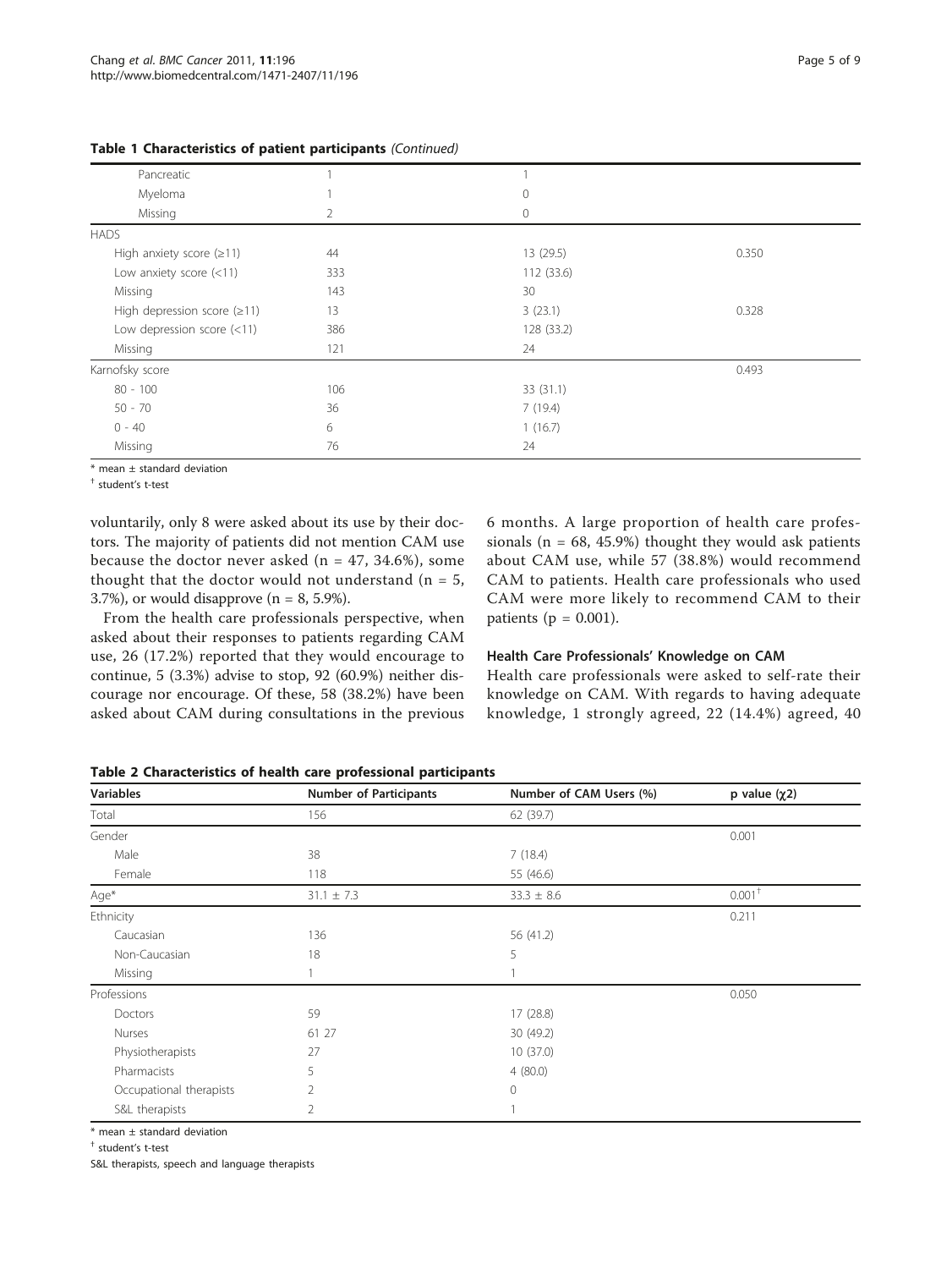**Table 1 Characteristics of patient participants** *(Continued)*

| | | | |
|---|---|---|---|
| Pancreatic | 1 | 1 | |
| Myeloma | 1 | 0 | |
| Missing | 2 | 0 | |
| HADS | | | |
| High anxiety score (≥11) | 44 | 13 (29.5) | 0.350 |
| Low anxiety score (<11) | 333 | 112 (33.6) | |
| Missing | 143 | 30 | |
| High depression score (≥11) | 13 | 3 (23.1) | 0.328 |
| Low depression score (<11) | 386 | 128 (33.2) | |
| Missing | 121 | 24 | |
| Karnofsky score | | | 0.493 |
| 80 - 100 | 106 | 33 (31.1) | |
| 50 - 70 | 36 | 7 (19.4) | |
| 0 - 40 | 6 | 1 (16.7) | |
| Missing | 76 | 24 | |

* mean ± standard deviation

† student's t-test

voluntarily, only 8 were asked about its use by their doctors. The majority of patients did not mention CAM use because the doctor never asked (n = 47, 34.6%), some thought that the doctor would not understand (n = 5, 3.7%), or would disapprove (n = 8, 5.9%).

From the health care professionals perspective, when asked about their responses to patients regarding CAM use, 26 (17.2%) reported that they would encourage to continue, 5 (3.3%) advise to stop, 92 (60.9%) neither discourage nor encourage. Of these, 58 (38.2%) have been asked about CAM during consultations in the previous 6 months. A large proportion of health care professionals (n = 68, 45.9%) thought they would ask patients about CAM use, while 57 (38.8%) would recommend CAM to patients. Health care professionals who used CAM were more likely to recommend CAM to their patients (p = 0.001).

### Health Care Professionals' Knowledge on CAM

Health care professionals were asked to self-rate their knowledge on CAM. With regards to having adequate knowledge, 1 strongly agreed, 22 (14.4%) agreed, 40

**Table 2 Characteristics of health care professional participants**

| Variables | Number of Participants | Number of CAM Users (%) | p value ($\chi 2$) |
|---|---|---|---|
| Total | 156 | 62 (39.7) | |
| Gender | | | 0.001 |
| Male | 38 | 7 (18.4) | |
| Female | 118 | 55 (46.6) | |
| Age* | 31.1 ± 7.3 | 33.3 ± 8.6 | 0.001† |
| Ethnicity | | | 0.211 |
| Caucasian | 136 | 56 (41.2) | |
| Non-Caucasian | 18 | 5 | |
| Missing | 1 | 1 | |
| Professions | | | 0.050 |
| Doctors | 59 | 17 (28.8) | |
| Nurses | 61 27 | 30 (49.2) | |
| Physiotherapists | 27 | 10 (37.0) | |
| Pharmacists | 5 | 4 (80.0) | |
| Occupational therapists | 2 | 0 | |
| S&L therapists | 2 | 1 | |

* mean ± standard deviation

† student's t-test

S&L therapists, speech and language therapists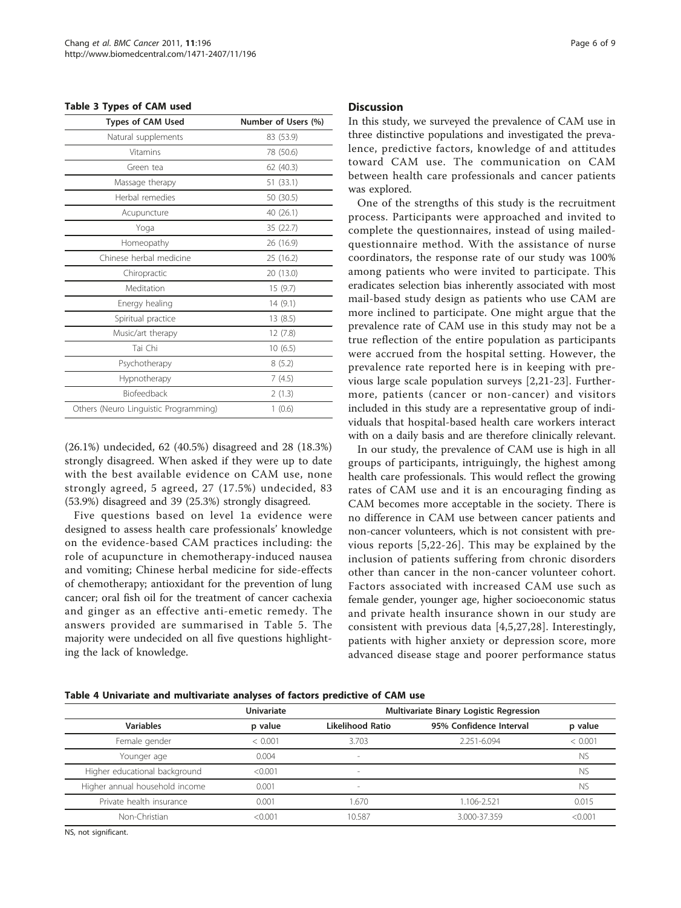**Table 3 Types of CAM used**

| Types of CAM Used | Number of Users (%) |
| --- | --- |
| Natural supplements | 83 (53.9) |
| Vitamins | 78 (50.6) |
| Green tea | 62 (40.3) |
| Massage therapy | 51 (33.1) |
| Herbal remedies | 50 (30.5) |
| Acupuncture | 40 (26.1) |
| Yoga | 35 (22.7) |
| Homeopathy | 26 (16.9) |
| Chinese herbal medicine | 25 (16.2) |
| Chiropractic | 20 (13.0) |
| Meditation | 15 (9.7) |
| Energy healing | 14 (9.1) |
| Spiritual practice | 13 (8.5) |
| Music/art therapy | 12 (7.8) |
| Tai Chi | 10 (6.5) |
| Psychotherapy | 8 (5.2) |
| Hypnotherapy | 7 (4.5) |
| Biofeedback | 2 (1.3) |
| Others (Neuro Linguistic Programming) | 1 (0.6) |

(26.1%) undecided, 62 (40.5%) disagreed and 28 (18.3%) strongly disagreed. When asked if they were up to date with the best available evidence on CAM use, none strongly agreed, 5 agreed, 27 (17.5%) undecided, 83 (53.9%) disagreed and 39 (25.3%) strongly disagreed.

Five questions based on level 1a evidence were designed to assess health care professionals' knowledge on the evidence-based CAM practices including: the role of acupuncture in chemotherapy-induced nausea and vomiting; Chinese herbal medicine for side-effects of chemotherapy; antioxidant for the prevention of lung cancer; oral fish oil for the treatment of cancer cachexia and ginger as an effective anti-emetic remedy. The answers provided are summarised in Table 5. The majority were undecided on all five questions highlighting the lack of knowledge.

## Discussion

In this study, we surveyed the prevalence of CAM use in three distinctive populations and investigated the prevalence, predictive factors, knowledge of and attitudes toward CAM use. The communication on CAM between health care professionals and cancer patients was explored.

One of the strengths of this study is the recruitment process. Participants were approached and invited to complete the questionnaires, instead of using mailed-questionnaire method. With the assistance of nurse coordinators, the response rate of our study was 100% among patients who were invited to participate. This eradicates selection bias inherently associated with most mail-based study design as patients who use CAM are more inclined to participate. One might argue that the prevalence rate of CAM use in this study may not be a true reflection of the entire population as participants were accrued from the hospital setting. However, the prevalence rate reported here is in keeping with previous large scale population surveys [2,21-23]. Furthermore, patients (cancer or non-cancer) and visitors included in this study are a representative group of individuals that hospital-based health care workers interact with on a daily basis and are therefore clinically relevant.

In our study, the prevalence of CAM use is high in all groups of participants, intriguingly, the highest among health care professionals. This would reflect the growing rates of CAM use and it is an encouraging finding as CAM becomes more acceptable in the society. There is no difference in CAM use between cancer patients and non-cancer volunteers, which is not consistent with previous reports [5,22-26]. This may be explained by the inclusion of patients suffering from chronic disorders other than cancer in the non-cancer volunteer cohort. Factors associated with increased CAM use such as female gender, younger age, higher socioeconomic status and private health insurance shown in our study are consistent with previous data [4,5,27,28]. Interestingly, patients with higher anxiety or depression score, more advanced disease stage and poorer performance status

**Table 4 Univariate and multivariate analyses of factors predictive of CAM use**

| | Univariate | Multivariate Binary Logistic Regression | | |
| --- | --- | --- | --- | --- |
| Variables | p value | Likelihood Ratio | 95% Confidence Interval | p value |
| Female gender | < 0.001 | 3.703 | 2.251-6.094 | < 0.001 |
| Younger age | 0.004 | - | | NS |
| Higher educational background | <0.001 | - | | NS |
| Higher annual household income | 0.001 | - | | NS |
| Private health insurance | 0.001 | 1.670 | 1.106-2.521 | 0.015 |
| Non-Christian | <0.001 | 10.587 | 3.000-37.359 | <0.001 |

NS, not significant.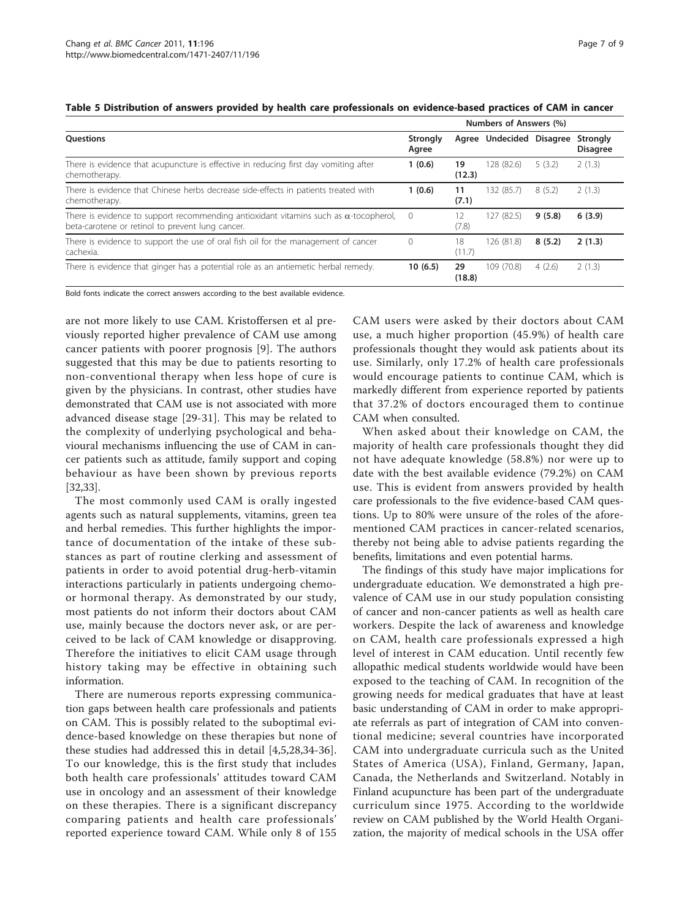**Table 5 Distribution of answers provided by health care professionals on evidence-based practices of CAM in cancer**

| Questions | Numbers of Answers (%) | | | | |
|---|---|---|---|---|---|
| | Strongly Agree | Agree | Undecided | Disagree | Strongly Disagree |
| There is evidence that acupuncture is effective in reducing first day vomiting after chemotherapy. | **1 (0.6)** | **19 (12.3)** | 128 (82.6) | 5 (3.2) | 2 (1.3) |
| There is evidence that Chinese herbs decrease side-effects in patients treated with chemotherapy. | **1 (0.6)** | **11 (7.1)** | 132 (85.7) | 8 (5.2) | 2 (1.3) |
| There is evidence to support recommending antioxidant vitamins such as α-tocopherol, beta-carotene or retinol to prevent lung cancer. | 0 | 12 (7.8) | 127 (82.5) | **9 (5.8)** | **6 (3.9)** |
| There is evidence to support the use of oral fish oil for the management of cancer cachexia. | 0 | 18 (11.7) | 126 (81.8) | **8 (5.2)** | **2 (1.3)** |
| There is evidence that ginger has a potential role as an antiemetic herbal remedy. | **10 (6.5)** | **29 (18.8)** | 109 (70.8) | 4 (2.6) | 2 (1.3) |

Bold fonts indicate the correct answers according to the best available evidence.

are not more likely to use CAM. Kristoffersen et al previously reported higher prevalence of CAM use among cancer patients with poorer prognosis [9]. The authors suggested that this may be due to patients resorting to non-conventional therapy when less hope of cure is given by the physicians. In contrast, other studies have demonstrated that CAM use is not associated with more advanced disease stage [29-31]. This may be related to the complexity of underlying psychological and behavioural mechanisms influencing the use of CAM in cancer patients such as attitude, family support and coping behaviour as have been shown by previous reports [32,33].

The most commonly used CAM is orally ingested agents such as natural supplements, vitamins, green tea and herbal remedies. This further highlights the importance of documentation of the intake of these substances as part of routine clerking and assessment of patients in order to avoid potential drug-herb-vitamin interactions particularly in patients undergoing chemo- or hormonal therapy. As demonstrated by our study, most patients do not inform their doctors about CAM use, mainly because the doctors never ask, or are perceived to be lack of CAM knowledge or disapproving. Therefore the initiatives to elicit CAM usage through history taking may be effective in obtaining such information.

There are numerous reports expressing communication gaps between health care professionals and patients on CAM. This is possibly related to the suboptimal evidence-based knowledge on these therapies but none of these studies had addressed this in detail [4,5,28,34-36]. To our knowledge, this is the first study that includes both health care professionals' attitudes toward CAM use in oncology and an assessment of their knowledge on these therapies. There is a significant discrepancy comparing patients and health care professionals' reported experience toward CAM. While only 8 of 155 CAM users were asked by their doctors about CAM use, a much higher proportion (45.9%) of health care professionals thought they would ask patients about its use. Similarly, only 17.2% of health care professionals would encourage patients to continue CAM, which is markedly different from experience reported by patients that 37.2% of doctors encouraged them to continue CAM when consulted.

When asked about their knowledge on CAM, the majority of health care professionals thought they did not have adequate knowledge (58.8%) nor were up to date with the best available evidence (79.2%) on CAM use. This is evident from answers provided by health care professionals to the five evidence-based CAM questions. Up to 80% were unsure of the roles of the aforementioned CAM practices in cancer-related scenarios, thereby not being able to advise patients regarding the benefits, limitations and even potential harms.

The findings of this study have major implications for undergraduate education. We demonstrated a high prevalence of CAM use in our study population consisting of cancer and non-cancer patients as well as health care workers. Despite the lack of awareness and knowledge on CAM, health care professionals expressed a high level of interest in CAM education. Until recently few allopathic medical students worldwide would have been exposed to the teaching of CAM. In recognition of the growing needs for medical graduates that have at least basic understanding of CAM in order to make appropriate referrals as part of integration of CAM into conventional medicine; several countries have incorporated CAM into undergraduate curricula such as the United States of America (USA), Finland, Germany, Japan, Canada, the Netherlands and Switzerland. Notably in Finland acupuncture has been part of the undergraduate curriculum since 1975. According to the worldwide review on CAM published by the World Health Organization, the majority of medical schools in the USA offer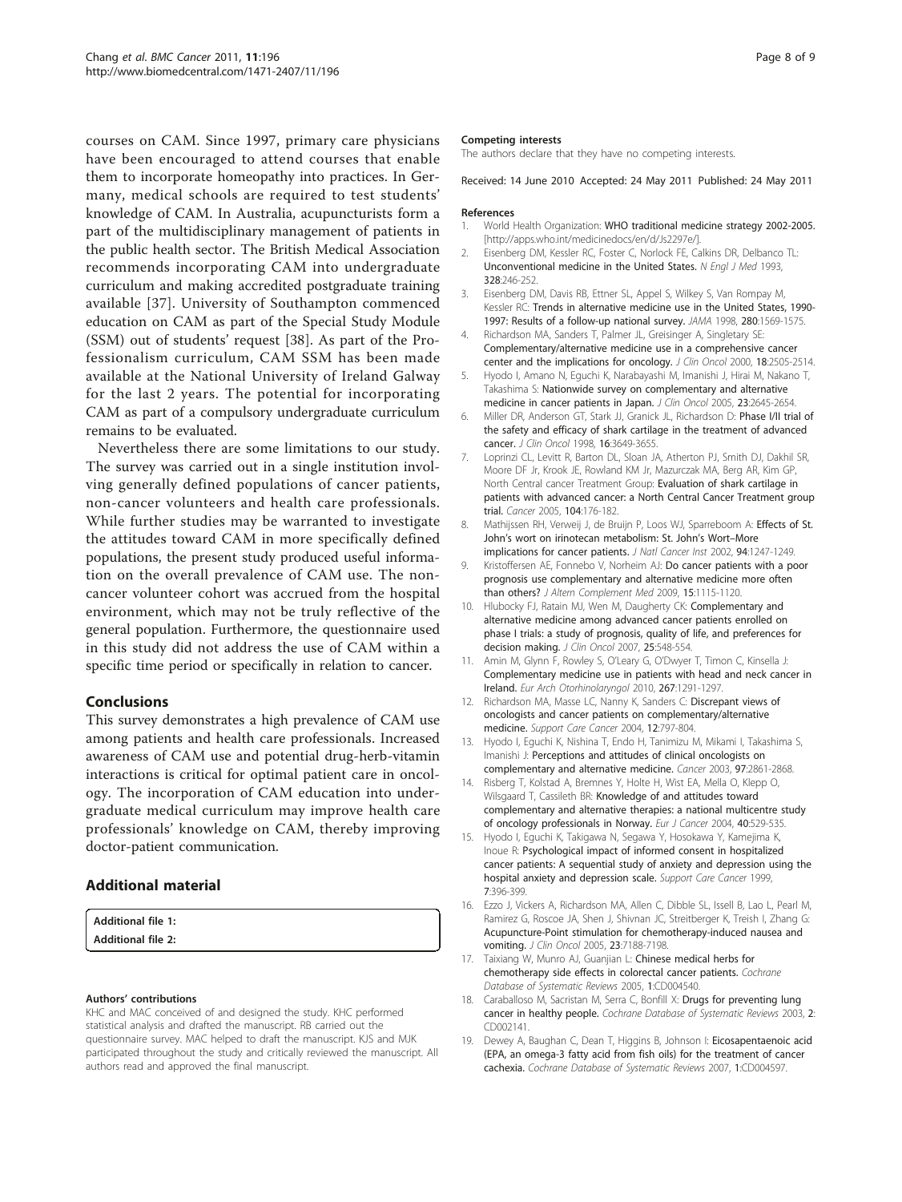courses on CAM. Since 1997, primary care physicians have been encouraged to attend courses that enable them to incorporate homeopathy into practices. In Germany, medical schools are required to test students' knowledge of CAM. In Australia, acupuncturists form a part of the multidisciplinary management of patients in the public health sector. The British Medical Association recommends incorporating CAM into undergraduate curriculum and making accredited postgraduate training available [37]. University of Southampton commenced education on CAM as part of the Special Study Module (SSM) out of students' request [38]. As part of the Professionalism curriculum, CAM SSM has been made available at the National University of Ireland Galway for the last 2 years. The potential for incorporating CAM as part of a compulsory undergraduate curriculum remains to be evaluated.

Nevertheless there are some limitations to our study. The survey was carried out in a single institution involving generally defined populations of cancer patients, non-cancer volunteers and health care professionals. While further studies may be warranted to investigate the attitudes toward CAM in more specifically defined populations, the present study produced useful information on the overall prevalence of CAM use. The non-cancer volunteer cohort was accrued from the hospital environment, which may not be truly reflective of the general population. Furthermore, the questionnaire used in this study did not address the use of CAM within a specific time period or specifically in relation to cancer.

## Conclusions

This survey demonstrates a high prevalence of CAM use among patients and health care professionals. Increased awareness of CAM use and potential drug-herb-vitamin interactions is critical for optimal patient care in oncology. The incorporation of CAM education into undergraduate medical curriculum may improve health care professionals' knowledge on CAM, thereby improving doctor-patient communication.

## Additional material

**Additional file 1:**
**Additional file 2:**

#### Authors' contributions

KHC and MAC conceived of and designed the study. KHC performed statistical analysis and drafted the manuscript. RB carried out the questionnaire survey. MAC helped to draft the manuscript. KJS and MJK participated throughout the study and critically reviewed the manuscript. All authors read and approved the final manuscript.

#### Competing interests

The authors declare that they have no competing interests.

Received: 14 June 2010 Accepted: 24 May 2011 Published: 24 May 2011

#### References

1. World Health Organization: **WHO traditional medicine strategy 2002-2005.** [http://apps.who.int/medicinedocs/en/d/Js2297e/].
2. Eisenberg DM, Kessler RC, Foster C, Norlock FE, Calkins DR, Delbanco TL: **Unconventional medicine in the United States.** *N Engl J Med* 1993, **328**:246-252.
3. Eisenberg DM, Davis RB, Ettner SL, Appel S, Wilkey S, Van Rompay M, Kessler RC: **Trends in alternative medicine use in the United States, 1990-1997: Results of a follow-up national survey.** *JAMA* 1998, **280**:1569-1575.
4. Richardson MA, Sanders T, Palmer JL, Greisinger A, Singletary SE: **Complementary/alternative medicine use in a comprehensive cancer center and the implications for oncology.** *J Clin Oncol* 2000, **18**:2505-2514.
5. Hyodo I, Amano N, Eguchi K, Narabayashi M, Imanishi J, Hirai M, Nakano T, Takashima S: **Nationwide survey on complementary and alternative medicine in cancer patients in Japan.** *J Clin Oncol* 2005, **23**:2645-2654.
6. Miller DR, Anderson GT, Stark JJ, Granick JL, Richardson D: **Phase I/II trial of the safety and efficacy of shark cartilage in the treatment of advanced cancer.** *J Clin Oncol* 1998, **16**:3649-3655.
7. Loprinzi CL, Levitt R, Barton DL, Sloan JA, Atherton PJ, Smith DJ, Dakhil SR, Moore DF Jr, Krook JE, Rowland KM Jr, Mazurczak MA, Berg AR, Kim GP, North Central cancer Treatment Group: **Evaluation of shark cartilage in patients with advanced cancer: a North Central Cancer Treatment group trial.** *Cancer* 2005, **104**:176-182.
8. Mathijssen RH, Verweij J, de Bruijn P, Loos WJ, Sparreboom A: **Effects of St. John's wort on irinotecan metabolism: St. John's Wort–More implications for cancer patients.** *J Natl Cancer Inst* 2002, **94**:1247-1249.
9. Kristoffersen AE, Fonnebo V, Norheim AJ: **Do cancer patients with a poor prognosis use complementary and alternative medicine more often than others?** *J Altern Complement Med* 2009, **15**:1115-1120.
10. Hlubocky FJ, Ratain MJ, Wen M, Daugherty CK: **Complementary and alternative medicine among advanced cancer patients enrolled on phase I trials: a study of prognosis, quality of life, and preferences for decision making.** *J Clin Oncol* 2007, **25**:548-554.
11. Amin M, Glynn F, Rowley S, O'Leary G, O'Dwyer T, Timon C, Kinsella J: **Complementary medicine use in patients with head and neck cancer in Ireland.** *Eur Arch Otorhinolaryngol* 2010, **267**:1291-1297.
12. Richardson MA, Masse LC, Nanny K, Sanders C: **Discrepant views of oncologists and cancer patients on complementary/alternative medicine.** *Support Care Cancer* 2004, **12**:797-804.
13. Hyodo I, Eguchi K, Nishina T, Endo H, Tanimizu M, Mikami I, Takashima S, Imanishi J: **Perceptions and attitudes of clinical oncologists on complementary and alternative medicine.** *Cancer* 2003, **97**:2861-2868.
14. Risberg T, Kolstad A, Bremnes Y, Holte H, Wist EA, Mella O, Klepp O, Wilsgaard T, Cassileth BR: **Knowledge of and attitudes toward complementary and alternative therapies: a national multicentre study of oncology professionals in Norway.** *Eur J Cancer* 2004, **40**:529-535.
15. Hyodo I, Eguchi K, Takigawa N, Segawa Y, Hosokawa Y, Kamejima K, Inoue R: **Psychological impact of informed consent in hospitalized cancer patients: A sequential study of anxiety and depression using the hospital anxiety and depression scale.** *Support Care Cancer* 1999, **7**:396-399.
16. Ezzo J, Vickers A, Richardson MA, Allen C, Dibble SL, Issell B, Lao L, Pearl M, Ramirez G, Roscoe JA, Shen J, Shivnan JC, Streitberger K, Treish I, Zhang G: **Acupuncture-Point stimulation for chemotherapy-induced nausea and vomiting.** *J Clin Oncol* 2005, **23**:7188-7198.
17. Taixiang W, Munro AJ, Guanjian L: **Chinese medical herbs for chemotherapy side effects in colorectal cancer patients.** *Cochrane Database of Systematic Reviews* 2005, **1**:CD004540.
18. Caraballoso M, Sacristan M, Serra C, Bonfill X: **Drugs for preventing lung cancer in healthy people.** *Cochrane Database of Systematic Reviews* 2003, **2**:CD002141.
19. Dewey A, Baughan C, Dean T, Higgins B, Johnson I: **Eicosapentaenoic acid (EPA, an omega-3 fatty acid from fish oils) for the treatment of cancer cachexia.** *Cochrane Database of Systematic Reviews* 2007, **1**:CD004597.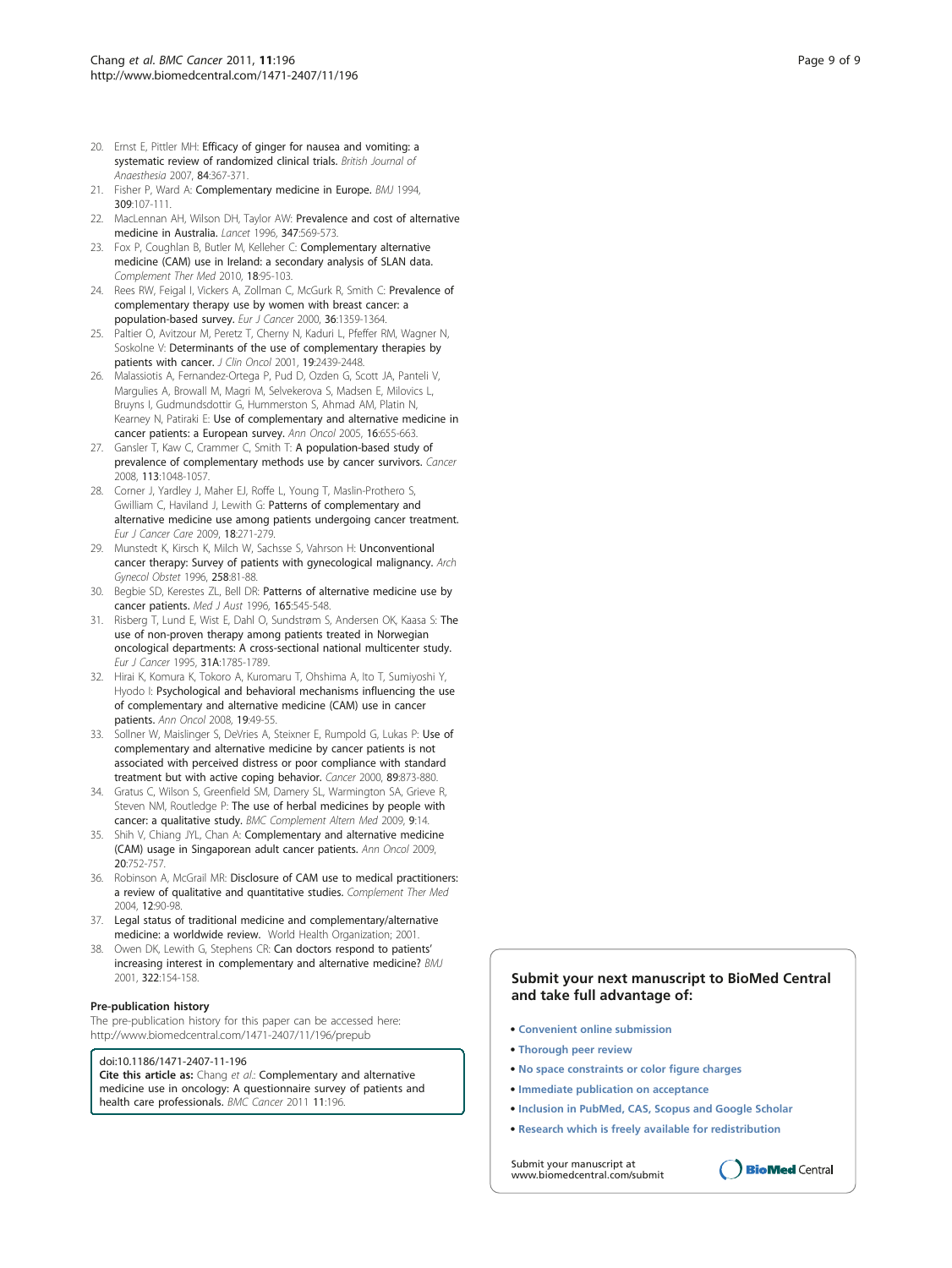20. Ernst E, Pittler MH: **Efficacy of ginger for nausea and vomiting: a systematic review of randomized clinical trials.** *British Journal of Anaesthesia* 2007, **84**:367-371.
21. Fisher P, Ward A: **Complementary medicine in Europe.** *BMJ* 1994, **309**:107-111.
22. MacLennan AH, Wilson DH, Taylor AW: **Prevalence and cost of alternative medicine in Australia.** *Lancet* 1996, **347**:569-573.
23. Fox P, Coughlan B, Butler M, Kelleher C: **Complementary alternative medicine (CAM) use in Ireland: a secondary analysis of SLAN data.** *Complement Ther Med* 2010, **18**:95-103.
24. Rees RW, Feigal I, Vickers A, Zollman C, McGurk R, Smith C: **Prevalence of complementary therapy use by women with breast cancer: a population-based survey.** *Eur J Cancer* 2000, **36**:1359-1364.
25. Paltier O, Avitzour M, Peretz T, Cherny N, Kaduri L, Pfeffer RM, Wagner N, Soskolne V: **Determinants of the use of complementary therapies by patients with cancer.** *J Clin Oncol* 2001, **19**:2439-2448.
26. Malassiotis A, Fernandez-Ortega P, Pud D, Ozden G, Scott JA, Panteli V, Margulies A, Browall M, Magri M, Selvekerova S, Madsen E, Milovics L, Bruyns I, Gudmundsdottir G, Hummerston S, Ahmad AM, Platin N, Kearney N, Patiraki E: **Use of complementary and alternative medicine in cancer patients: a European survey.** *Ann Oncol* 2005, **16**:655-663.
27. Gansler T, Kaw C, Crammer C, Smith T: **A population-based study of prevalence of complementary methods use by cancer survivors.** *Cancer* 2008, **113**:1048-1057.
28. Corner J, Yardley J, Maher EJ, Roffe L, Young T, Maslin-Prothero S, Gwilliam C, Haviland J, Lewith G: **Patterns of complementary and alternative medicine use among patients undergoing cancer treatment.** *Eur J Cancer Care* 2009, **18**:271-279.
29. Munstedt K, Kirsch K, Milch W, Sachsse S, Vahrson H: **Unconventional cancer therapy: Survey of patients with gynecological malignancy.** *Arch Gynecol Obstet* 1996, **258**:81-88.
30. Begbie SD, Kerestes ZL, Bell DR: **Patterns of alternative medicine use by cancer patients.** *Med J Aust* 1996, **165**:545-548.
31. Risberg T, Lund E, Wist E, Dahl O, Sundstrøm S, Andersen OK, Kaasa S: **The use of non-proven therapy among patients treated in Norwegian oncological departments: A cross-sectional national multicenter study.** *Eur J Cancer* 1995, **31A**:1785-1789.
32. Hirai K, Komura K, Tokoro A, Kuromaru T, Ohshima A, Ito T, Sumiyoshi Y, Hyodo I: **Psychological and behavioral mechanisms influencing the use of complementary and alternative medicine (CAM) use in cancer patients.** *Ann Oncol* 2008, **19**:49-55.
33. Sollner W, Maislinger S, DeVries A, Steixner E, Rumpold G, Lukas P: **Use of complementary and alternative medicine by cancer patients is not associated with perceived distress or poor compliance with standard treatment but with active coping behavior.** *Cancer* 2000, **89**:873-880.
34. Gratus C, Wilson S, Greenfield SM, Damery SL, Warmington SA, Grieve R, Steven NM, Routledge P: **The use of herbal medicines by people with cancer: a qualitative study.** *BMC Complement Altern Med* 2009, **9**:14.
35. Shih V, Chiang JYL, Chan A: **Complementary and alternative medicine (CAM) usage in Singaporean adult cancer patients.** *Ann Oncol* 2009, **20**:752-757.
36. Robinson A, McGrail MR: **Disclosure of CAM use to medical practitioners: a review of qualitative and quantitative studies.** *Complement Ther Med* 2004, **12**:90-98.
37. **Legal status of traditional medicine and complementary/alternative medicine: a worldwide review.** World Health Organization; 2001.
38. Owen DK, Lewith G, Stephens CR: **Can doctors respond to patients' increasing interest in complementary and alternative medicine?** *BMJ* 2001, **322**:154-158.

### Pre-publication history

The pre-publication history for this paper can be accessed here:
http://www.biomedcentral.com/1471-2407/11/196/prepub

doi:10.1186/1471-2407-11-196
**Cite this article as:** Chang *et al.*: Complementary and alternative medicine use in oncology: A questionnaire survey of patients and health care professionals. *BMC Cancer* 2011 **11**:196.

**Submit your next manuscript to BioMed Central and take full advantage of:**

- Convenient online submission
- Thorough peer review
- No space constraints or color figure charges
- Immediate publication on acceptance
- Inclusion in PubMed, CAS, Scopus and Google Scholar
- Research which is freely available for redistribution

Submit your manuscript at
www.biomedcentral.com/submit

BioMed Central